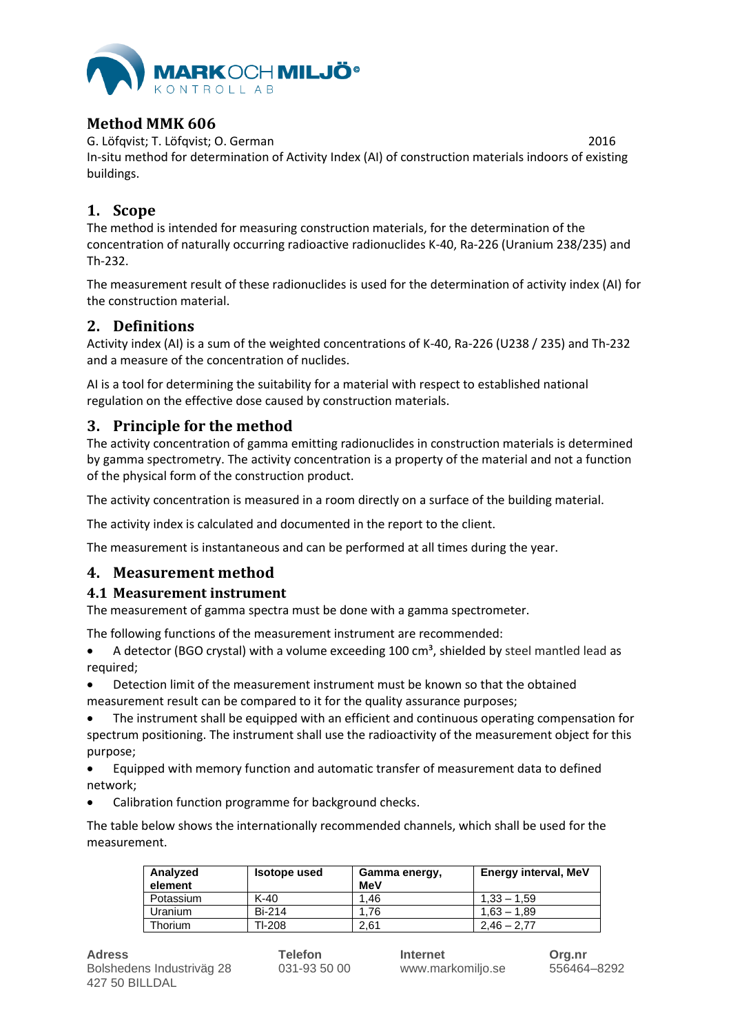# Method MMK 606

G. Löfqvist; T. Löfqvist; O. German 2016

In-situ method for determination of Activity Index (AI) of construction materials indoors of existing buildings.

## 1. Scope

The method is intended for measuring construction materials, for the determination of the concentration of naturally occurring radioactive radionuclides K-40, Ra-226 (Uranium 238/235) and Th-232.

The measurement result of these radionuclides is used for the determination of activity index (AI) for the construction material.

## 2. Definitions

Activity index (AI) is a sum of the weighted concentrations of K-40, Ra-226 (U238 / 235) and Th-232 and a measure of the concentration of nuclides.

AI is a tool for determining the suitability for a material with respect to established national regulation on the effective dose caused by construction materials.

## 3. Principle for the method

The activity concentration of gamma emitting radionuclides in construction materials is determined by gamma spectrometry. The activity concentration is a property of the material and not a function of the physical form of the construction product.

The activity concentration is measured in a room directly on a surface of the building material.

The activity index is calculated and documented in the report to the client.

The measurement is instantaneous and can be performed at all times during the year.

## 4. Measurement method

### 4.1 Measurement instrument

The measurement of gamma spectra must be done with a gamma spectrometer.

The following functions of the measurement instrument are recommended:

- A detector (BGO crystal) with a volume exceeding 100 cm³, shielded by steel mantled lead as required;
- Detection limit of the measurement instrument must be known so that the obtained measurement result can be compared to it for the quality assurance purposes;
- The instrument shall be equipped with an efficient and continuous operating compensation for spectrum positioning. The instrument shall use the radioactivity of the measurement object for this purpose;
- Equipped with memory function and automatic transfer of measurement data to defined network;
- Calibration function programme for background checks.

The table below shows the internationally recommended channels, which shall be used for the measurement.

| Analyzed element | Isotope used | Gamma energy, MeV | Energy interval, MeV |
|---|---|---|---|
| Potassium | K-40 | 1,46 | 1,33 – 1,59 |
| Uranium | Bi-214 | 1,76 | 1,63 – 1,89 |
| Thorium | Tl-208 | 2,61 | 2,46 – 2,77 |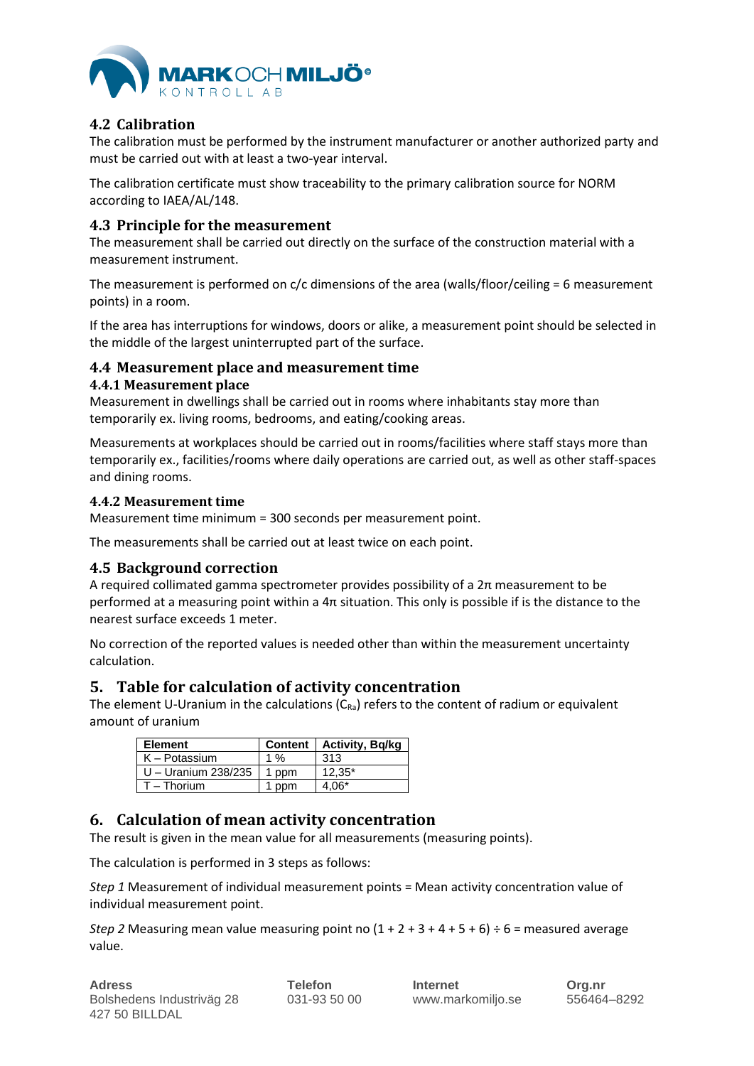## 4.2 Calibration

The calibration must be performed by the instrument manufacturer or another authorized party and must be carried out with at least a two-year interval.

The calibration certificate must show traceability to the primary calibration source for NORM according to IAEA/AL/148.

## 4.3 Principle for the measurement

The measurement shall be carried out directly on the surface of the construction material with a measurement instrument.

The measurement is performed on c/c dimensions of the area (walls/floor/ceiling = 6 measurement points) in a room.

If the area has interruptions for windows, doors or alike, a measurement point should be selected in the middle of the largest uninterrupted part of the surface.

## 4.4 Measurement place and measurement time

### 4.4.1 Measurement place

Measurement in dwellings shall be carried out in rooms where inhabitants stay more than temporarily ex. living rooms, bedrooms, and eating/cooking areas.

Measurements at workplaces should be carried out in rooms/facilities where staff stays more than temporarily ex., facilities/rooms where daily operations are carried out, as well as other staff-spaces and dining rooms.

### 4.4.2 Measurement time

Measurement time minimum = 300 seconds per measurement point.

The measurements shall be carried out at least twice on each point.

## 4.5 Background correction

A required collimated gamma spectrometer provides possibility of a 2π measurement to be performed at a measuring point within a 4π situation. This only is possible if is the distance to the nearest surface exceeds 1 meter.

No correction of the reported values is needed other than within the measurement uncertainty calculation.

# 5. Table for calculation of activity concentration

The element U-Uranium in the calculations ($C_{Ra}$) refers to the content of radium or equivalent amount of uranium

| Element | Content | Activity, Bq/kg |
|---|---|---|
| K – Potassium | 1 % | 313 |
| U – Uranium 238/235 | 1 ppm | 12,35* |
| T – Thorium | 1 ppm | 4,06* |

# 6. Calculation of mean activity concentration

The result is given in the mean value for all measurements (measuring points).

The calculation is performed in 3 steps as follows:

*Step 1* Measurement of individual measurement points = Mean activity concentration value of individual measurement point.

*Step 2* Measuring mean value measuring point no (1 + 2 + 3 + 4 + 5 + 6) ÷ 6 = measured average value.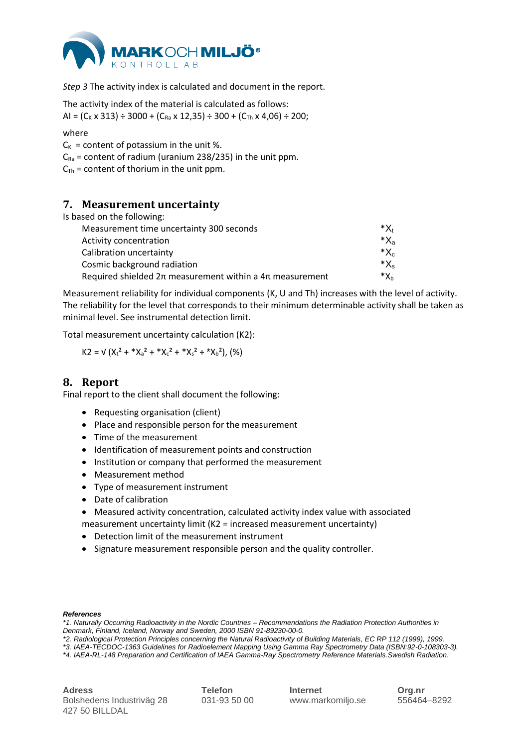*Step 3* The activity index is calculated and document in the report.

The activity index of the material is calculated as follows:
$AI = (C_K \times 313) \div 3000 + (C_{Ra} \times 12,35) \div 300 + (C_{Th} \times 4,06) \div 200$;

where
$C_K$ = content of potassium in the unit %.
$C_{Ra}$ = content of radium (uranium 238/235) in the unit ppm.
$C_{Th}$ = content of thorium in the unit ppm.

## 7. Measurement uncertainty

Is based on the following:

| | |
|---|---|
| Measurement time uncertainty 300 seconds | $^*X_t$ |
| Activity concentration | $^*X_a$ |
| Calibration uncertainty | $^*X_c$ |
| Cosmic background radiation | $^*X_s$ |
| Required shielded 2π measurement within a 4π measurement | $^*X_b$ |

Measurement reliability for individual components (K, U and Th) increases with the level of activity. The reliability for the level that corresponds to their minimum determinable activity shall be taken as minimal level. See instrumental detection limit.

Total measurement uncertainty calculation (K2):

$$K2 = \sqrt{(X_t^2 + {}^*X_a^2 + {}^*X_c^2 + {}^*X_s^2 + {}^*X_b^2)}, (\%)$$

## 8. Report

Final report to the client shall document the following:

- Requesting organisation (client)
- Place and responsible person for the measurement
- Time of the measurement
- Identification of measurement points and construction
- Institution or company that performed the measurement
- Measurement method
- Type of measurement instrument
- Date of calibration
- Measured activity concentration, calculated activity index value with associated measurement uncertainty limit (K2 = increased measurement uncertainty)
- Detection limit of the measurement instrument
- Signature measurement responsible person and the quality controller.

***References***

*\*1. Naturally Occurring Radioactivity in the Nordic Countries – Recommendations the Radiation Protection Authorities in Denmark, Finland, Iceland, Norway and Sweden, 2000 ISBN 91-89230-00-0.*
*\*2. Radiological Protection Principles concerning the Natural Radioactivity of Building Materials, EC RP 112 (1999), 1999.*
*\*3. IAEA-TECDOC-1363 Guidelines for Radioelement Mapping Using Gamma Ray Spectrometry Data (ISBN:92-0-108303-3).*
*\*4. IAEA-RL-148 Preparation and Certification of IAEA Gamma-Ray Spectrometry Reference Materials.Swedish Radiation.*

| Adress | Telefon | Internet | Org.nr |
|---|---|---|---|
| Bolshedens Industriväg 28<br>427 50 BILLDAL | 031-93 50 00 | www.markomiljo.se | 556464–8292 |